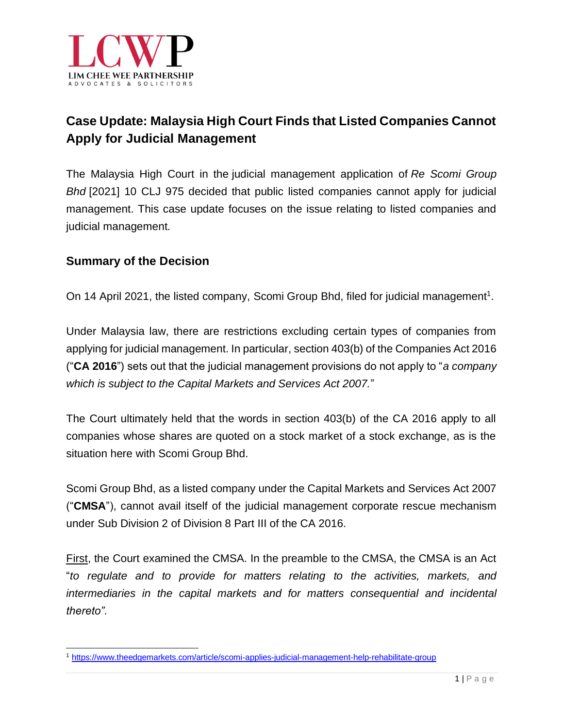LCWP

LIM CHEE WEE PARTNERSHIP
ADVOCATES & SOLICITORS

## Case Update: Malaysia High Court Finds that Listed Companies Cannot Apply for Judicial Management

The Malaysia High Court in the judicial management application of *Re Scomi Group Bhd* [2021] 10 CLJ 975 decided that public listed companies cannot apply for judicial management. This case update focuses on the issue relating to listed companies and judicial management.

### Summary of the Decision

On 14 April 2021, the listed company, Scomi Group Bhd, filed for judicial management[1].

Under Malaysia law, there are restrictions excluding certain types of companies from applying for judicial management. In particular, section 403(b) of the Companies Act 2016 ("**CA 2016**") sets out that the judicial management provisions do not apply to "*a company which is subject to the Capital Markets and Services Act 2007.*"

The Court ultimately held that the words in section 403(b) of the CA 2016 apply to all companies whose shares are quoted on a stock market of a stock exchange, as is the situation here with Scomi Group Bhd.

Scomi Group Bhd, as a listed company under the Capital Markets and Services Act 2007 ("**CMSA**"), cannot avail itself of the judicial management corporate rescue mechanism under Sub Division 2 of Division 8 Part III of the CA 2016.

First, the Court examined the CMSA. In the preamble to the CMSA, the CMSA is an Act "*to regulate and to provide for matters relating to the activities, markets, and intermediaries in the capital markets and for matters consequential and incidental thereto".*

---

[1] https://www.theedgemarkets.com/article/scomi-applies-judicial-management-help-rehabilitate-group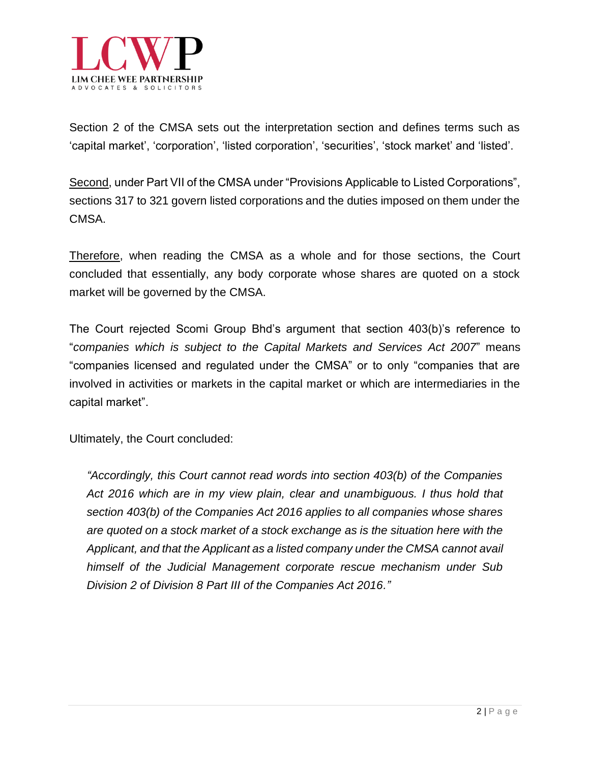Section 2 of the CMSA sets out the interpretation section and defines terms such as 'capital market', 'corporation', 'listed corporation', 'securities', 'stock market' and 'listed'.

<u>Second</u>, under Part VII of the CMSA under "Provisions Applicable to Listed Corporations", sections 317 to 321 govern listed corporations and the duties imposed on them under the CMSA.

<u>Therefore</u>, when reading the CMSA as a whole and for those sections, the Court concluded that essentially, any body corporate whose shares are quoted on a stock market will be governed by the CMSA.

The Court rejected Scomi Group Bhd's argument that section 403(b)'s reference to "*companies which is subject to the Capital Markets and Services Act 2007*" means "companies licensed and regulated under the CMSA" or to only "companies that are involved in activities or markets in the capital market or which are intermediaries in the capital market".

Ultimately, the Court concluded:

> *"Accordingly, this Court cannot read words into section 403(b) of the Companies Act 2016 which are in my view plain, clear and unambiguous. I thus hold that section 403(b) of the Companies Act 2016 applies to all companies whose shares are quoted on a stock market of a stock exchange as is the situation here with the Applicant, and that the Applicant as a listed company under the CMSA cannot avail himself of the Judicial Management corporate rescue mechanism under Sub Division 2 of Division 8 Part III of the Companies Act 2016."*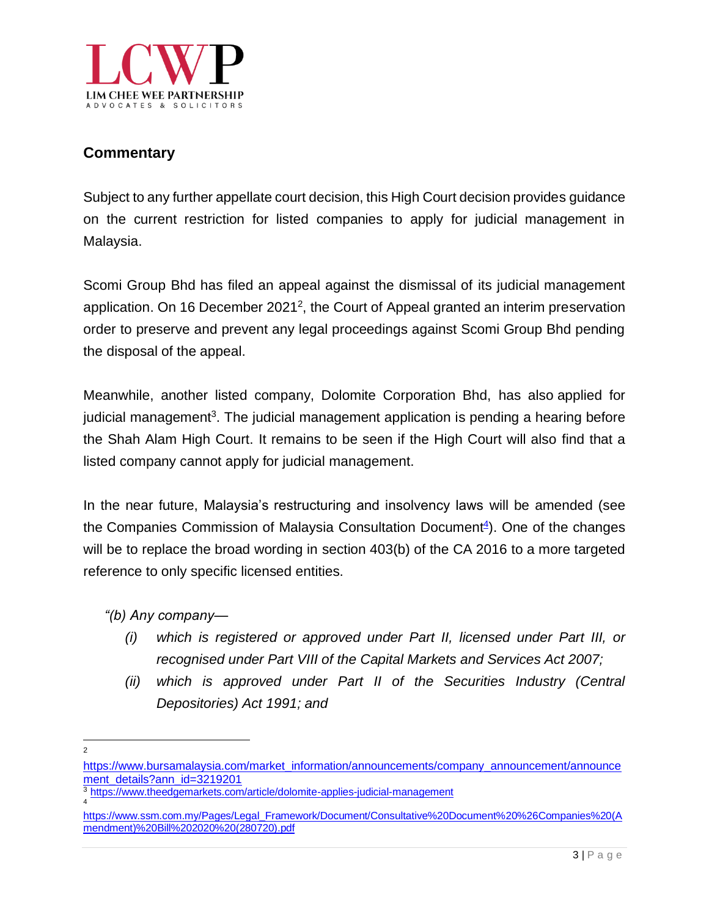## Commentary

Subject to any further appellate court decision, this High Court decision provides guidance on the current restriction for listed companies to apply for judicial management in Malaysia.

Scomi Group Bhd has filed an appeal against the dismissal of its judicial management application. On 16 December 2021[2], the Court of Appeal granted an interim preservation order to preserve and prevent any legal proceedings against Scomi Group Bhd pending the disposal of the appeal.

Meanwhile, another listed company, Dolomite Corporation Bhd, has also applied for judicial management[3]. The judicial management application is pending a hearing before the Shah Alam High Court. It remains to be seen if the High Court will also find that a listed company cannot apply for judicial management.

In the near future, Malaysia's restructuring and insolvency laws will be amended (see the Companies Commission of Malaysia Consultation Document[4]). One of the changes will be to replace the broad wording in section 403(b) of the CA 2016 to a more targeted reference to only specific licensed entities.

*"(b) Any company—*

> *(i) which is registered or approved under Part II, licensed under Part III, or recognised under Part VIII of the Capital Markets and Services Act 2007;*
>
> *(ii) which is approved under Part II of the Securities Industry (Central Depositories) Act 1991; and*

---

[2] https://www.bursamalaysia.com/market_information/announcements/company_announcement/announcement_details?ann_id=3219201

[3] https://www.theedgemarkets.com/article/dolomite-applies-judicial-management

[4] https://www.ssm.com.my/Pages/Legal_Framework/Document/Consultative%20Document%20%26Companies%20(Amendment)%20Bill%202020%20(280720).pdf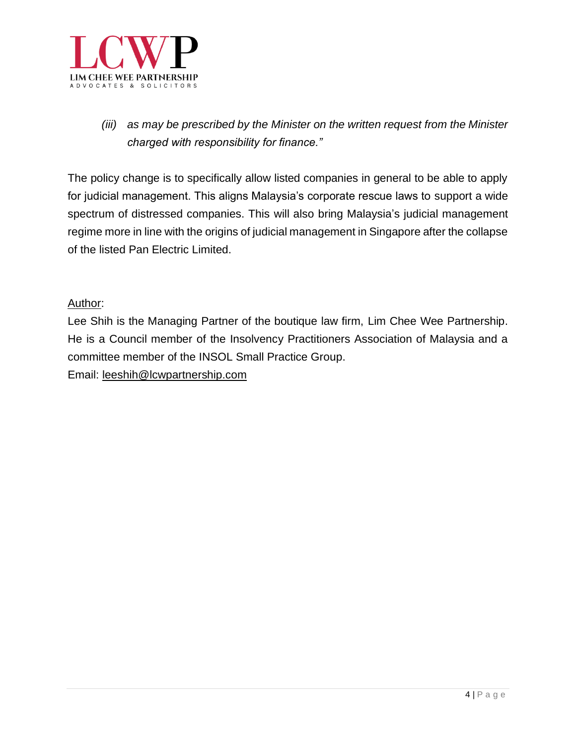*(iii) as may be prescribed by the Minister on the written request from the Minister charged with responsibility for finance."*

The policy change is to specifically allow listed companies in general to be able to apply for judicial management. This aligns Malaysia's corporate rescue laws to support a wide spectrum of distressed companies. This will also bring Malaysia's judicial management regime more in line with the origins of judicial management in Singapore after the collapse of the listed Pan Electric Limited.

Author:

Lee Shih is the Managing Partner of the boutique law firm, Lim Chee Wee Partnership. He is a Council member of the Insolvency Practitioners Association of Malaysia and a committee member of the INSOL Small Practice Group.

Email: leeshih@lcwpartnership.com